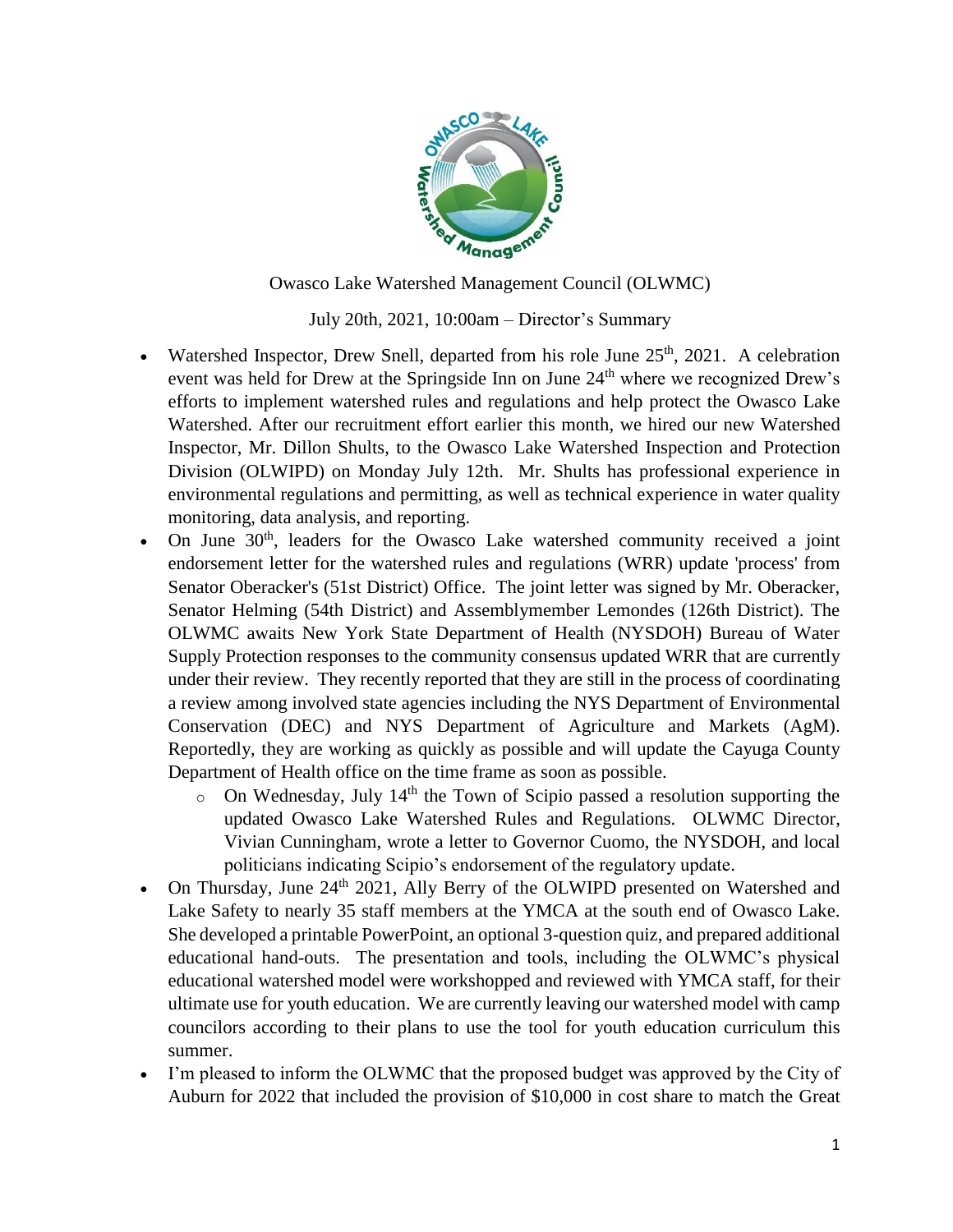Owasco Lake Watershed Management Council (OLWMC)

July 20th, 2021, 10:00am – Director's Summary

- Watershed Inspector, Drew Snell, departed from his role June 25th, 2021. A celebration event was held for Drew at the Springside Inn on June 24th where we recognized Drew's efforts to implement watershed rules and regulations and help protect the Owasco Lake Watershed. After our recruitment effort earlier this month, we hired our new Watershed Inspector, Mr. Dillon Shults, to the Owasco Lake Watershed Inspection and Protection Division (OLWIPD) on Monday July 12th. Mr. Shults has professional experience in environmental regulations and permitting, as well as technical experience in water quality monitoring, data analysis, and reporting.
- On June 30th, leaders for the Owasco Lake watershed community received a joint endorsement letter for the watershed rules and regulations (WRR) update 'process' from Senator Oberacker's (51st District) Office. The joint letter was signed by Mr. Oberacker, Senator Helming (54th District) and Assemblymember Lemondes (126th District). The OLWMC awaits New York State Department of Health (NYSDOH) Bureau of Water Supply Protection responses to the community consensus updated WRR that are currently under their review. They recently reported that they are still in the process of coordinating a review among involved state agencies including the NYS Department of Environmental Conservation (DEC) and NYS Department of Agriculture and Markets (AgM). Reportedly, they are working as quickly as possible and will update the Cayuga County Department of Health office on the time frame as soon as possible.
  - On Wednesday, July 14th the Town of Scipio passed a resolution supporting the updated Owasco Lake Watershed Rules and Regulations. OLWMC Director, Vivian Cunningham, wrote a letter to Governor Cuomo, the NYSDOH, and local politicians indicating Scipio's endorsement of the regulatory update.
- On Thursday, June 24th 2021, Ally Berry of the OLWIPD presented on Watershed and Lake Safety to nearly 35 staff members at the YMCA at the south end of Owasco Lake. She developed a printable PowerPoint, an optional 3-question quiz, and prepared additional educational hand-outs. The presentation and tools, including the OLWMC's physical educational watershed model were workshopped and reviewed with YMCA staff, for their ultimate use for youth education. We are currently leaving our watershed model with camp councilors according to their plans to use the tool for youth education curriculum this summer.
- I'm pleased to inform the OLWMC that the proposed budget was approved by the City of Auburn for 2022 that included the provision of $10,000 in cost share to match the Great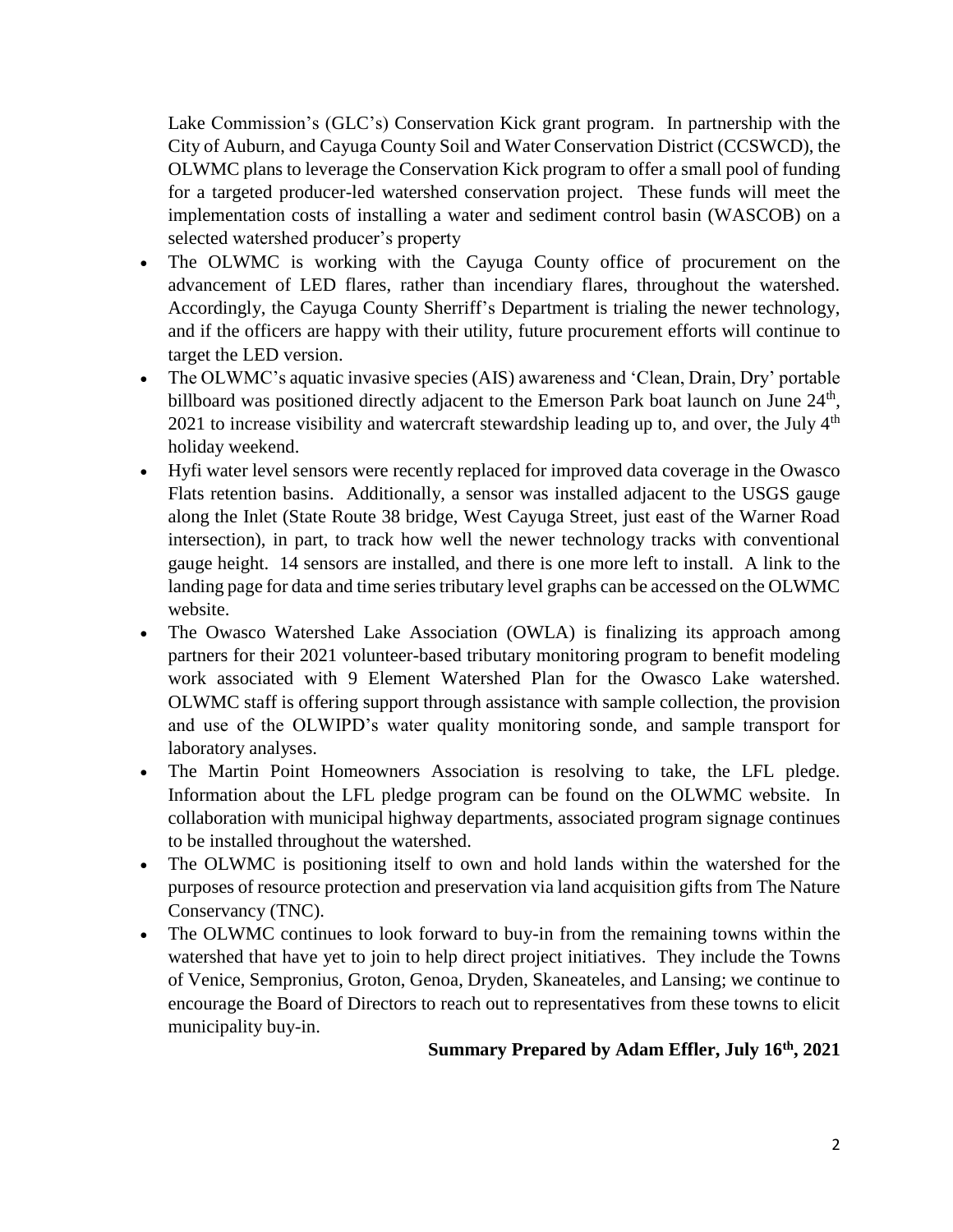Lake Commission's (GLC's) Conservation Kick grant program. In partnership with the City of Auburn, and Cayuga County Soil and Water Conservation District (CCSWCD), the OLWMC plans to leverage the Conservation Kick program to offer a small pool of funding for a targeted producer-led watershed conservation project. These funds will meet the implementation costs of installing a water and sediment control basin (WASCOB) on a selected watershed producer's property

- The OLWMC is working with the Cayuga County office of procurement on the advancement of LED flares, rather than incendiary flares, throughout the watershed. Accordingly, the Cayuga County Sherriff's Department is trialing the newer technology, and if the officers are happy with their utility, future procurement efforts will continue to target the LED version.
- The OLWMC's aquatic invasive species (AIS) awareness and 'Clean, Drain, Dry' portable billboard was positioned directly adjacent to the Emerson Park boat launch on June 24th, 2021 to increase visibility and watercraft stewardship leading up to, and over, the July 4th holiday weekend.
- Hyfi water level sensors were recently replaced for improved data coverage in the Owasco Flats retention basins. Additionally, a sensor was installed adjacent to the USGS gauge along the Inlet (State Route 38 bridge, West Cayuga Street, just east of the Warner Road intersection), in part, to track how well the newer technology tracks with conventional gauge height. 14 sensors are installed, and there is one more left to install. A link to the landing page for data and time series tributary level graphs can be accessed on the OLWMC website.
- The Owasco Watershed Lake Association (OWLA) is finalizing its approach among partners for their 2021 volunteer-based tributary monitoring program to benefit modeling work associated with 9 Element Watershed Plan for the Owasco Lake watershed. OLWMC staff is offering support through assistance with sample collection, the provision and use of the OLWIPD's water quality monitoring sonde, and sample transport for laboratory analyses.
- The Martin Point Homeowners Association is resolving to take, the LFL pledge. Information about the LFL pledge program can be found on the OLWMC website. In collaboration with municipal highway departments, associated program signage continues to be installed throughout the watershed.
- The OLWMC is positioning itself to own and hold lands within the watershed for the purposes of resource protection and preservation via land acquisition gifts from The Nature Conservancy (TNC).
- The OLWMC continues to look forward to buy-in from the remaining towns within the watershed that have yet to join to help direct project initiatives. They include the Towns of Venice, Sempronius, Groton, Genoa, Dryden, Skaneateles, and Lansing; we continue to encourage the Board of Directors to reach out to representatives from these towns to elicit municipality buy-in.

**Summary Prepared by Adam Effler, July 16th, 2021**